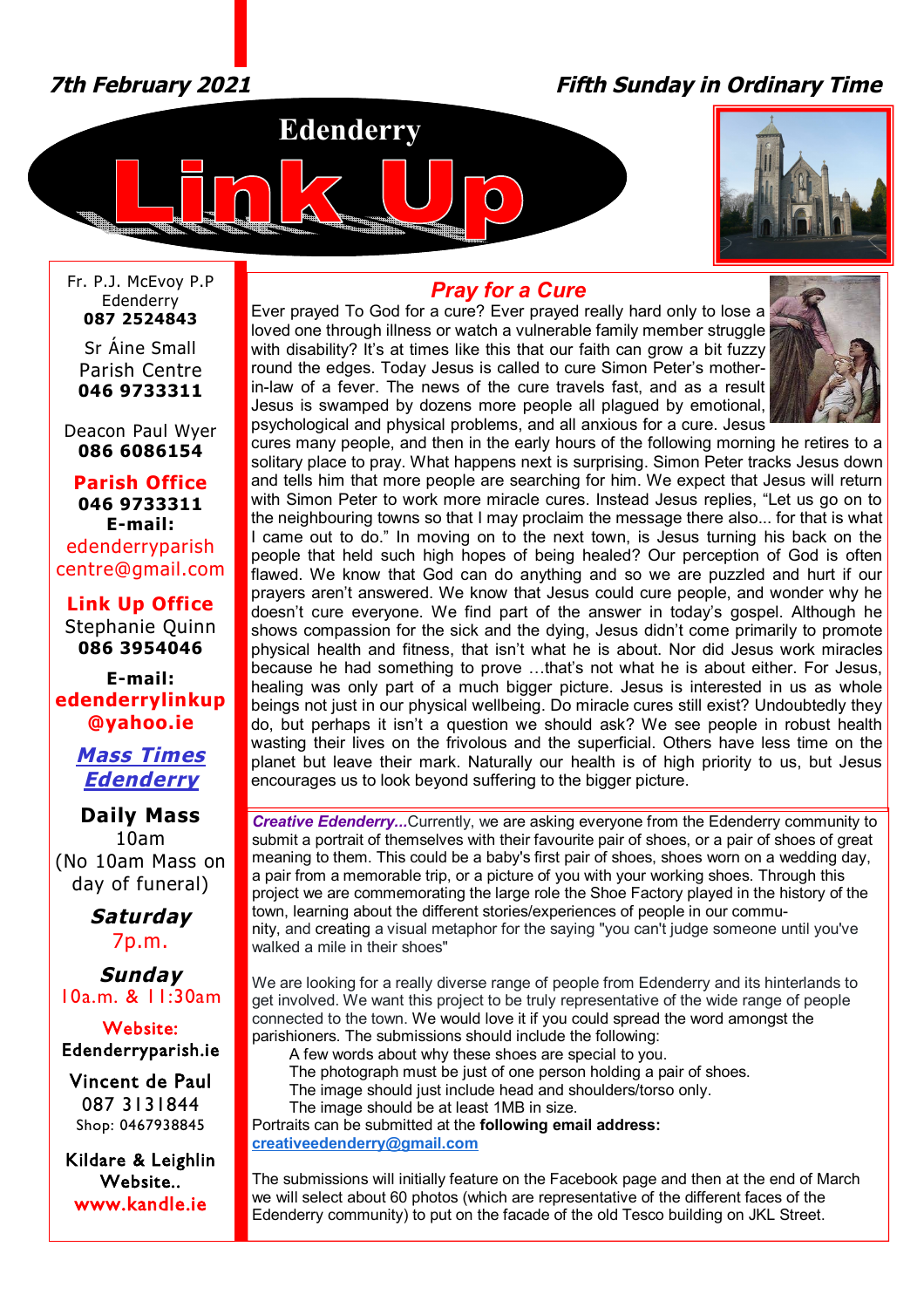*7th February 2021* *Fifth Sunday in Ordinary Time*

# Edenderry Link Up

Fr. P.J. McEvoy P.P
Edenderry
**087 2524843**

Sr Áine Small
Parish Centre
**046 9733311**

Deacon Paul Wyer
**086 6086154**

**Parish Office**
**046 9733311**
**E-mail:**
edenderryparish centre@gmail.com

**Link Up Office**
Stephanie Quinn
**086 3954046**

**E-mail:**
**edenderrylinkup @yahoo.ie**

***Mass Times Edenderry***

**Daily Mass**
10am
(No 10am Mass on day of funeral)

***Saturday***
7p.m.

***Sunday***
10a.m. & 11:30am

**Website:**
Edenderryparish.ie

Vincent de Paul
087 3131844
Shop: 0467938845

Kildare & Leighlin Website..
www.kandle.ie

## *Pray for a Cure*

Ever prayed To God for a cure? Ever prayed really hard only to lose a loved one through illness or watch a vulnerable family member struggle with disability? It's at times like this that our faith can grow a bit fuzzy round the edges. Today Jesus is called to cure Simon Peter's mother-in-law of a fever. The news of the cure travels fast, and as a result Jesus is swamped by dozens more people all plagued by emotional, psychological and physical problems, and all anxious for a cure. Jesus cures many people, and then in the early hours of the following morning he retires to a solitary place to pray. What happens next is surprising. Simon Peter tracks Jesus down and tells him that more people are searching for him. We expect that Jesus will return with Simon Peter to work more miracle cures. Instead Jesus replies, "Let us go on to the neighbouring towns so that I may proclaim the message there also... for that is what I came out to do." In moving on to the next town, is Jesus turning his back on the people that held such high hopes of being healed? Our perception of God is often flawed. We know that God can do anything and so we are puzzled and hurt if our prayers aren't answered. We know that Jesus could cure people, and wonder why he doesn't cure everyone. We find part of the answer in today's gospel. Although he shows compassion for the sick and the dying, Jesus didn't come primarily to promote physical health and fitness, that isn't what he is about. Nor did Jesus work miracles because he had something to prove …that's not what he is about either. For Jesus, healing was only part of a much bigger picture. Jesus is interested in us as whole beings not just in our physical wellbeing. Do miracle cures still exist? Undoubtedly they do, but perhaps it isn't a question we should ask? We see people in robust health wasting their lives on the frivolous and the superficial. Others have less time on the planet but leave their mark. Naturally our health is of high priority to us, but Jesus encourages us to look beyond suffering to the bigger picture.

***Creative Edenderry...*** Currently, we are asking everyone from the Edenderry community to submit a portrait of themselves with their favourite pair of shoes, or a pair of shoes of great meaning to them. This could be a baby's first pair of shoes, shoes worn on a wedding day, a pair from a memorable trip, or a picture of you with your working shoes. Through this project we are commemorating the large role the Shoe Factory played in the history of the town, learning about the different stories/experiences of people in our community, and creating a visual metaphor for the saying "you can't judge someone until you've walked a mile in their shoes"

We are looking for a really diverse range of people from Edenderry and its hinterlands to get involved. We want this project to be truly representative of the wide range of people connected to the town. We would love it if you could spread the word amongst the parishioners. The submissions should include the following:

- A few words about why these shoes are special to you.
- The photograph must be just of one person holding a pair of shoes.
- The image should just include head and shoulders/torso only.
- The image should be at least 1MB in size.

Portraits can be submitted at the **following email address:**
**creativeedenderry@gmail.com**

The submissions will initially feature on the Facebook page and then at the end of March we will select about 60 photos (which are representative of the different faces of the Edenderry community) to put on the facade of the old Tesco building on JKL Street.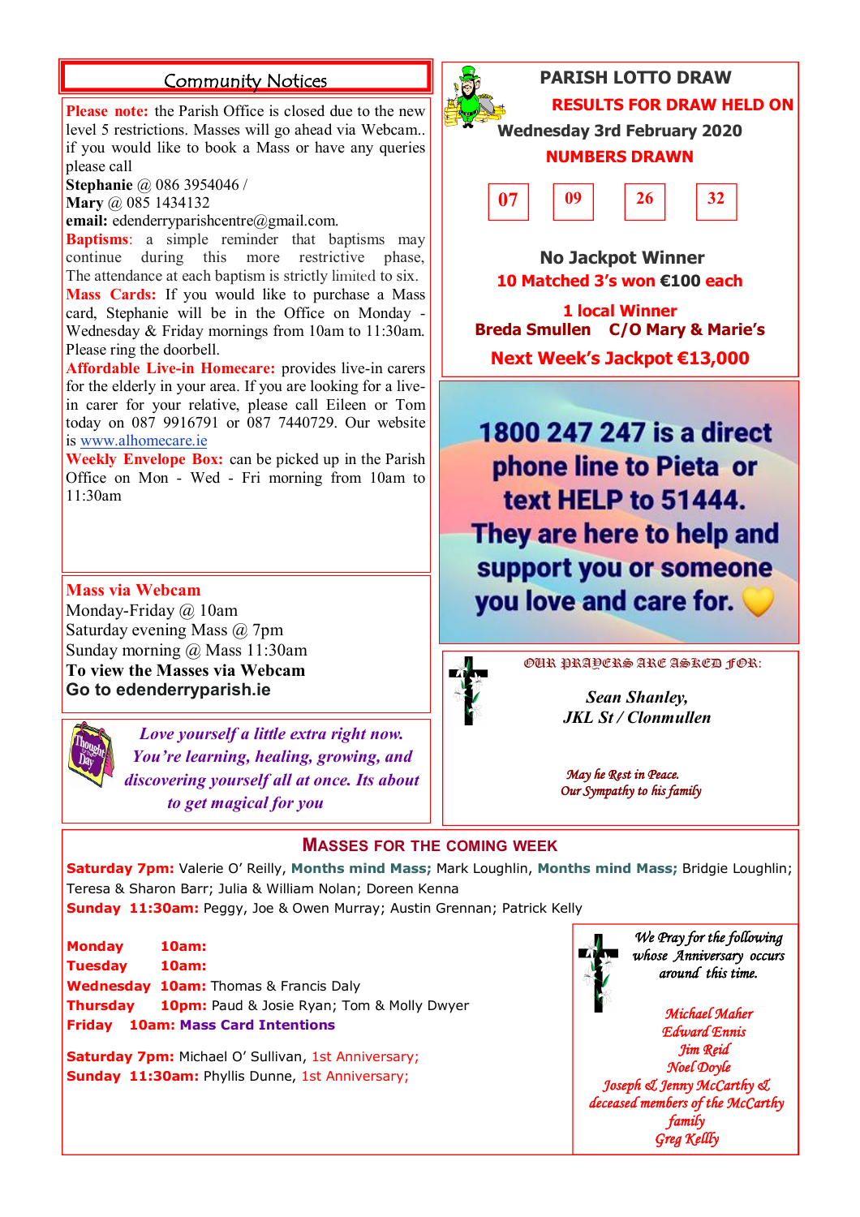## Community Notices

**Please note:** the Parish Office is closed due to the new level 5 restrictions. Masses will go ahead via Webcam.. if you would like to book a Mass or have any queries please call
**Stephanie** @ 086 3954046 /
**Mary** @ 085 1434132
**email:** edenderryparishcentre@gmail.com.

**Baptisms**: a simple reminder that baptisms may continue during this more restrictive phase, The attendance at each baptism is strictly limited to six.

**Mass Cards:** If you would like to purchase a Mass card, Stephanie will be in the Office on Monday - Wednesday & Friday mornings from 10am to 11:30am. Please ring the doorbell.

**Affordable Live-in Homecare:** provides live-in carers for the elderly in your area. If you are looking for a live-in carer for your relative, please call Eileen or Tom today on 087 9916791 or 087 7440729. Our website is www.alhomecare.ie

**Weekly Envelope Box:** can be picked up in the Parish Office on Mon - Wed - Fri morning from 10am to 11:30am

### Mass via Webcam

Monday-Friday @ 10am
Saturday evening Mass @ 7pm
Sunday morning @ Mass 11:30am
**To view the Masses via Webcam**
**Go to edenderryparish.ie**

*Love yourself a little extra right now. You're learning, healing, growing, and discovering yourself all at once. Its about to get magical for you*

## PARISH LOTTO DRAW

**RESULTS FOR DRAW HELD ON**
**Wednesday 3rd February 2020**

**NUMBERS DRAWN**

| 07 | 09 | 26 | 32 |
|---|---|---|---|

**No Jackpot Winner**
**10 Matched 3's won €100 each**

**1 local Winner**
**Breda Smullen C/O Mary & Marie's**

**Next Week's Jackpot €13,000**

**1800 247 247 is a direct phone line to Pieta or text HELP to 51444. They are here to help and support you or someone you love and care for.**

OUR PRAYERS ARE ASKED FOR:

*Sean Shanley,*
*JKL St / Clonmullen*

*May he Rest in Peace.*
*Our Sympathy to his family*

## Masses for the Coming Week

**Saturday 7pm:** Valerie O' Reilly, **Months mind Mass;** Mark Loughlin, **Months mind Mass;** Bridgie Loughlin; Teresa & Sharon Barr; Julia & William Nolan; Doreen Kenna
**Sunday 11:30am:** Peggy, Joe & Owen Murray; Austin Grennan; Patrick Kelly

**Monday 10am:**
**Tuesday 10am:**
**Wednesday 10am:** Thomas & Francis Daly
**Thursday 10pm:** Paud & Josie Ryan; Tom & Molly Dwyer
**Friday 10am: Mass Card Intentions**

**Saturday 7pm:** Michael O' Sullivan, 1st Anniversary;
**Sunday 11:30am:** Phyllis Dunne, 1st Anniversary;

*We Pray for the following whose Anniversary occurs around this time.*

*Michael Maher*
*Edward Ennis*
*Jim Reid*
*Noel Doyle*
*Joseph & Jenny McCarthy & deceased members of the McCarthy family*
*Greg Kellly*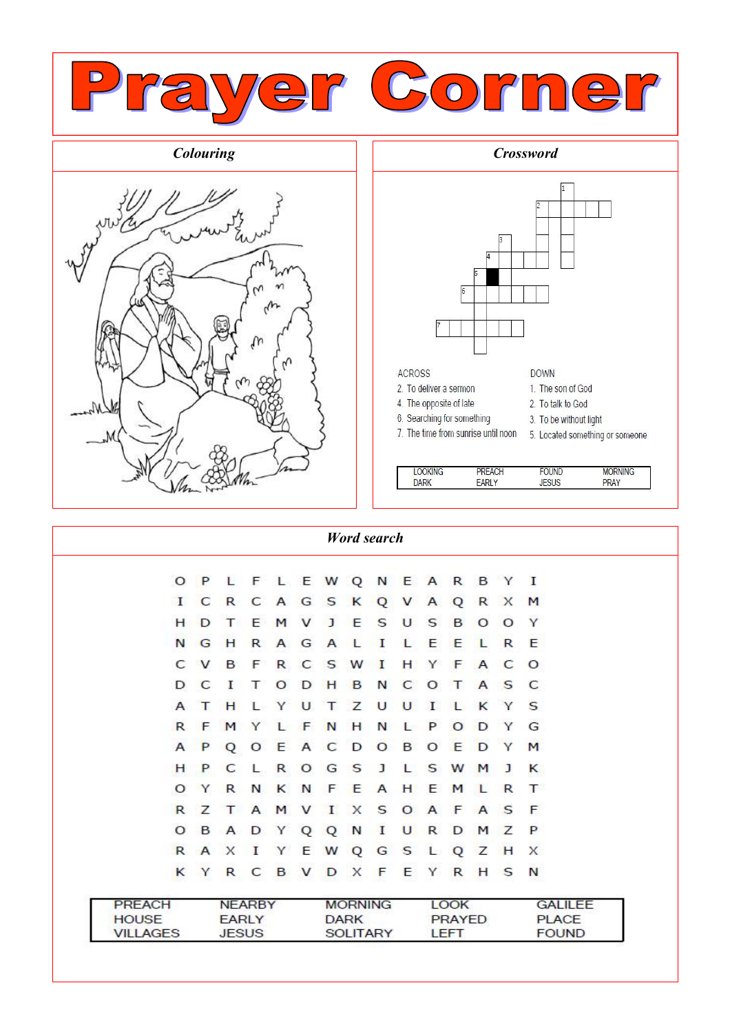# Prayer Corner

## Colouring

## Crossword

**ACROSS**

2. To deliver a sermon
4. The opposite of late
6. Searching for something
7. The time from sunrise until noon

**DOWN**

1. The son of God
2. To talk to God
3. To be without light
5. Located something or someone

| | | | |
|---|---|---|---|
| LOOKING | PREACH | FOUND | MORNING |
| DARK | EARLY | JESUS | PRAY |

## Word search

```
O P L F L E W Q N E A R B Y I
I C R C A G S K Q V A Q R X M
H D T E M V J E S U S B O O Y
N G H R A G A L I L E E L R E
C V B F R C S W I H Y F A C O
D C I T O D H B N C O T A S C
A T H L Y U T Z U U I L K Y S
R F M Y L F N H N L P O D Y G
A P Q O E A C D O B O E D Y M
H P C L R O G S J L S W M J K
O Y R N K N F E A H E M L R T
R Z T A M V I X S O A F A S F
O B A D Y Q Q N I U R D M Z P
R A X I Y E W Q G S L Q Z H X
K Y R C B V D X F E Y R H S N
```

| | | | | |
|---|---|---|---|---|
| PREACH | NEARBY | MORNING | LOOK | GALILEE |
| HOUSE | EARLY | DARK | PRAYED | PLACE |
| VILLAGES | JESUS | SOLITARY | LEFT | FOUND |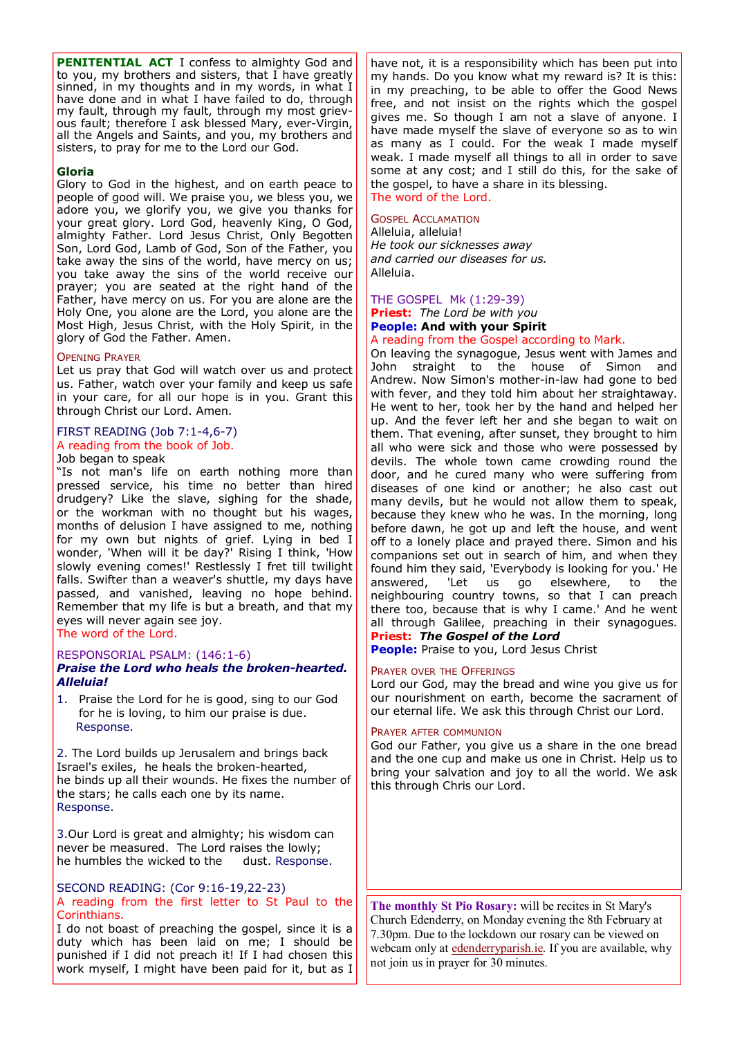**PENITENTIAL ACT** I confess to almighty God and to you, my brothers and sisters, that I have greatly sinned, in my thoughts and in my words, in what I have done and in what I have failed to do, through my fault, through my fault, through my most grievous fault; therefore I ask blessed Mary, ever-Virgin, all the Angels and Saints, and you, my brothers and sisters, to pray for me to the Lord our God.

**Gloria**

Glory to God in the highest, and on earth peace to people of good will. We praise you, we bless you, we adore you, we glorify you, we give you thanks for your great glory. Lord God, heavenly King, O God, almighty Father. Lord Jesus Christ, Only Begotten Son, Lord God, Lamb of God, Son of the Father, you take away the sins of the world, have mercy on us; you take away the sins of the world receive our prayer; you are seated at the right hand of the Father, have mercy on us. For you are alone are the Holy One, you alone are the Lord, you alone are the Most High, Jesus Christ, with the Holy Spirit, in the glory of God the Father. Amen.

OPENING PRAYER

Let us pray that God will watch over us and protect us. Father, watch over your family and keep us safe in your care, for all our hope is in you. Grant this through Christ our Lord. Amen.

FIRST READING (Job 7:1-4,6-7)

A reading from the book of Job.

Job began to speak

"Is not man's life on earth nothing more than pressed service, his time no better than hired drudgery? Like the slave, sighing for the shade, or the workman with no thought but his wages, months of delusion I have assigned to me, nothing for my own but nights of grief. Lying in bed I wonder, 'When will it be day?' Rising I think, 'How slowly evening comes!' Restlessly I fret till twilight falls. Swifter than a weaver's shuttle, my days have passed, and vanished, leaving no hope behind. Remember that my life is but a breath, and that my eyes will never again see joy.

The word of the Lord.

RESPONSORIAL PSALM: (146:1-6)

***Praise the Lord who heals the broken-hearted. Alleluia!***

1. Praise the Lord for he is good, sing to our God for he is loving, to him our praise is due. Response.

2. The Lord builds up Jerusalem and brings back Israel's exiles, he heals the broken-hearted, he binds up all their wounds. He fixes the number of the stars; he calls each one by its name. Response.

3.Our Lord is great and almighty; his wisdom can never be measured. The Lord raises the lowly; he humbles the wicked to the dust. Response.

SECOND READING: (Cor 9:16-19,22-23)

A reading from the first letter to St Paul to the Corinthians.

I do not boast of preaching the gospel, since it is a duty which has been laid on me; I should be punished if I did not preach it! If I had chosen this work myself, I might have been paid for it, but as I have not, it is a responsibility which has been put into my hands. Do you know what my reward is? It is this: in my preaching, to be able to offer the Good News free, and not insist on the rights which the gospel gives me. So though I am not a slave of anyone. I have made myself the slave of everyone so as to win as many as I could. For the weak I made myself weak. I made myself all things to all in order to save some at any cost; and I still do this, for the sake of the gospel, to have a share in its blessing.

The word of the Lord.

GOSPEL ACCLAMATION

Alleluia, alleluia!

*He took our sicknesses away*
*and carried our diseases for us.*

Alleluia.

THE GOSPEL Mk (1:29-39)

**Priest:** *The Lord be with you*

**People: And with your Spirit**

A reading from the Gospel according to Mark.

On leaving the synagogue, Jesus went with James and John straight to the house of Simon and Andrew. Now Simon's mother-in-law had gone to bed with fever, and they told him about her straightaway. He went to her, took her by the hand and helped her up. And the fever left her and she began to wait on them. That evening, after sunset, they brought to him all who were sick and those who were possessed by devils. The whole town came crowding round the door, and he cured many who were suffering from diseases of one kind or another; he also cast out many devils, but he would not allow them to speak, because they knew who he was. In the morning, long before dawn, he got up and left the house, and went off to a lonely place and prayed there. Simon and his companions set out in search of him, and when they found him they said, 'Everybody is looking for you.' He answered, 'Let us go elsewhere, to the neighbouring country towns, so that I can preach there too, because that is why I came.' And he went all through Galilee, preaching in their synagogues.

**Priest:** ***The Gospel of the Lord***

**People:** Praise to you, Lord Jesus Christ

PRAYER OVER THE OFFERINGS

Lord our God, may the bread and wine you give us for our nourishment on earth, become the sacrament of our eternal life. We ask this through Christ our Lord.

PRAYER AFTER COMMUNION

God our Father, you give us a share in the one bread and the one cup and make us one in Christ. Help us to bring your salvation and joy to all the world. We ask this through Chris our Lord.

**The monthly St Pio Rosary:** will be recites in St Mary's Church Edenderry, on Monday evening the 8th February at 7.30pm. Due to the lockdown our rosary can be viewed on webcam only at edenderryparish.ie. If you are available, why not join us in prayer for 30 minutes.